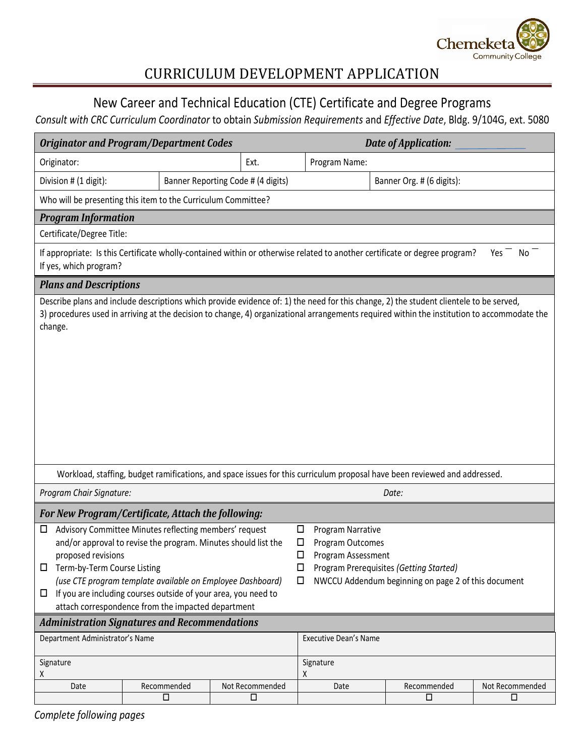# CURRICULUM DEVELOPMENT APPLICATION

## New Career and Technical Education (CTE) Certificate and Degree Programs

*Consult with CRC Curriculum Coordinator* to obtain *Submission Requirements* and *Effective Date*, Bldg. 9/104G, ext. 5080

| ***Originator and Program/Department Codes*** | | | ***Date of Application:*** ____________ |
|---|---|---|---|
| Originator: | | Ext. | Program Name: |
| Division # (1 digit): | Banner Reporting Code # (4 digits) | | Banner Org. # (6 digits): |
| Who will be presenting this item to the Curriculum Committee? | | | |

### *Program Information*

Certificate/Degree Title:

If appropriate: Is this Certificate wholly-contained within or otherwise related to another certificate or degree program? Yes ¯ No ¯
If yes, which program?

### *Plans and Descriptions*

Describe plans and include descriptions which provide evidence of: 1) the need for this change, 2) the student clientele to be served, 3) procedures used in arriving at the decision to change, 4) organizational arrangements required within the institution to accommodate the change.

Workload, staffing, budget ramifications, and space issues for this curriculum proposal have been reviewed and addressed.

*Program Chair Signature:* *Date:*

### *For New Program/Certificate, Attach the following:*

- ☐ Advisory Committee Minutes reflecting members' request and/or approval to revise the program. Minutes should list the proposed revisions
- ☐ Term-by-Term Course Listing *(use CTE program template available on Employee Dashboard)*
- ☐ If you are including courses outside of your area, you need to attach correspondence from the impacted department
- ☐ Program Narrative
- ☐ Program Outcomes
- ☐ Program Assessment
- ☐ Program Prerequisites *(Getting Started)*
- ☐ NWCCU Addendum beginning on page 2 of this document

### *Administration Signatures and Recommendations*

| Department Administrator's Name | | | Executive Dean's Name | | |
|---|---|---|---|---|---|
| Signature<br>X | | | Signature<br>X | | |
| Date | Recommended | Not Recommended | Date | Recommended | Not Recommended |
| | ☐ | ☐ | | ☐ | ☐ |

*Complete following pages*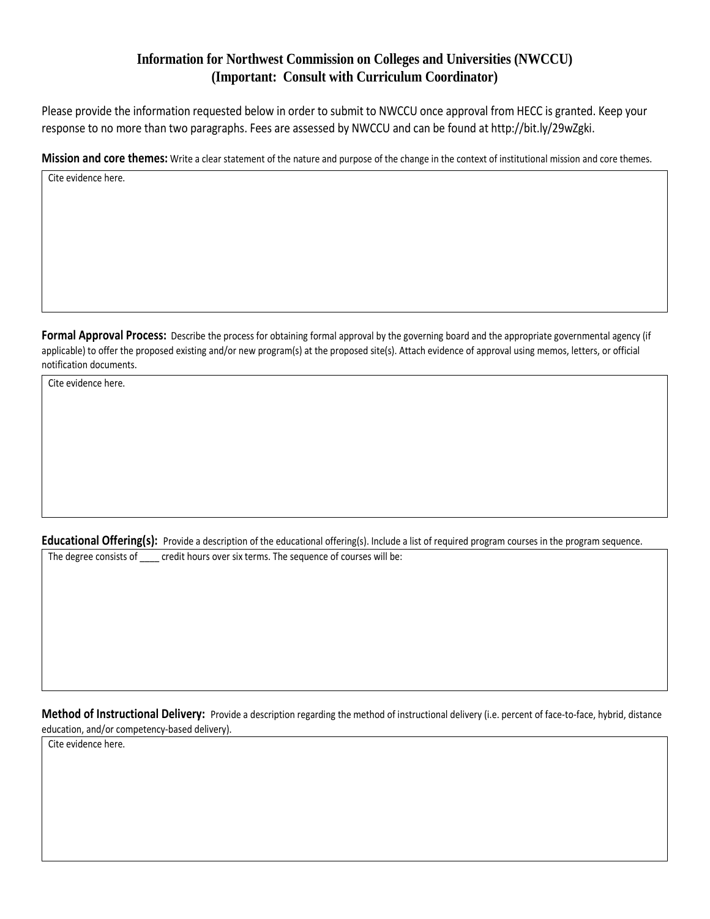## Information for Northwest Commission on Colleges and Universities (NWCCU)
## (Important: Consult with Curriculum Coordinator)

Please provide the information requested below in order to submit to NWCCU once approval from HECC is granted. Keep your response to no more than two paragraphs. Fees are assessed by NWCCU and can be found at http://bit.ly/29wZgki.

**Mission and core themes:** Write a clear statement of the nature and purpose of the change in the context of institutional mission and core themes.

Cite evidence here.

**Formal Approval Process:** Describe the process for obtaining formal approval by the governing board and the appropriate governmental agency (if applicable) to offer the proposed existing and/or new program(s) at the proposed site(s). Attach evidence of approval using memos, letters, or official notification documents.

Cite evidence here.

**Educational Offering(s):** Provide a description of the educational offering(s). Include a list of required program courses in the program sequence.

The degree consists of ____ credit hours over six terms. The sequence of courses will be:

**Method of Instructional Delivery:** Provide a description regarding the method of instructional delivery (i.e. percent of face-to-face, hybrid, distance education, and/or competency-based delivery).

Cite evidence here.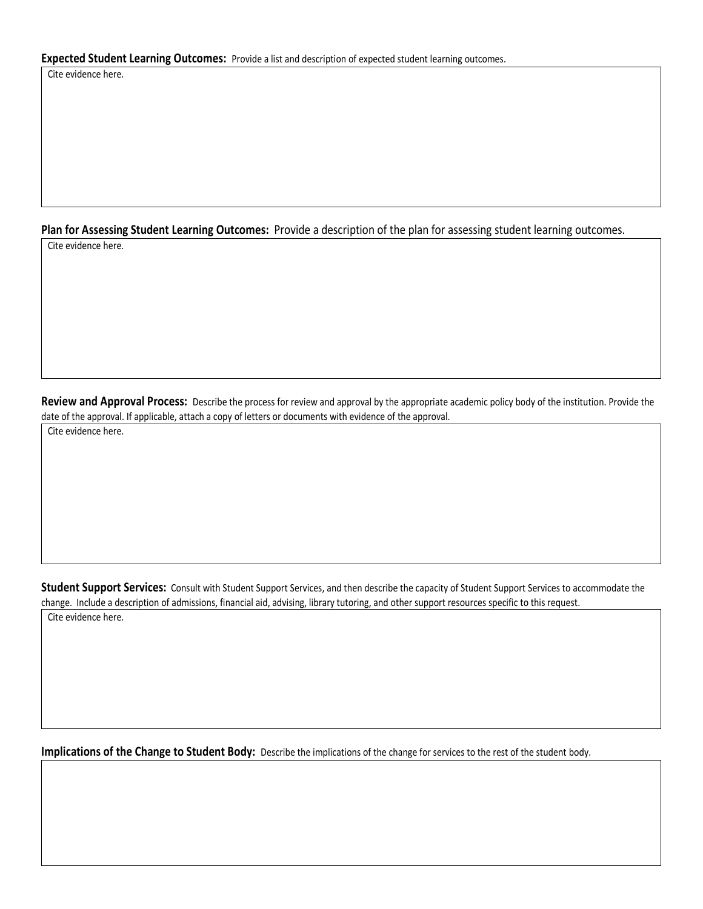**Expected Student Learning Outcomes:** Provide a list and description of expected student learning outcomes.

Cite evidence here.

**Plan for Assessing Student Learning Outcomes:** Provide a description of the plan for assessing student learning outcomes.

Cite evidence here.

**Review and Approval Process:** Describe the process for review and approval by the appropriate academic policy body of the institution. Provide the date of the approval. If applicable, attach a copy of letters or documents with evidence of the approval.

Cite evidence here.

**Student Support Services:** Consult with Student Support Services, and then describe the capacity of Student Support Services to accommodate the change. Include a description of admissions, financial aid, advising, library tutoring, and other support resources specific to this request.

Cite evidence here.

**Implications of the Change to Student Body:** Describe the implications of the change for services to the rest of the student body.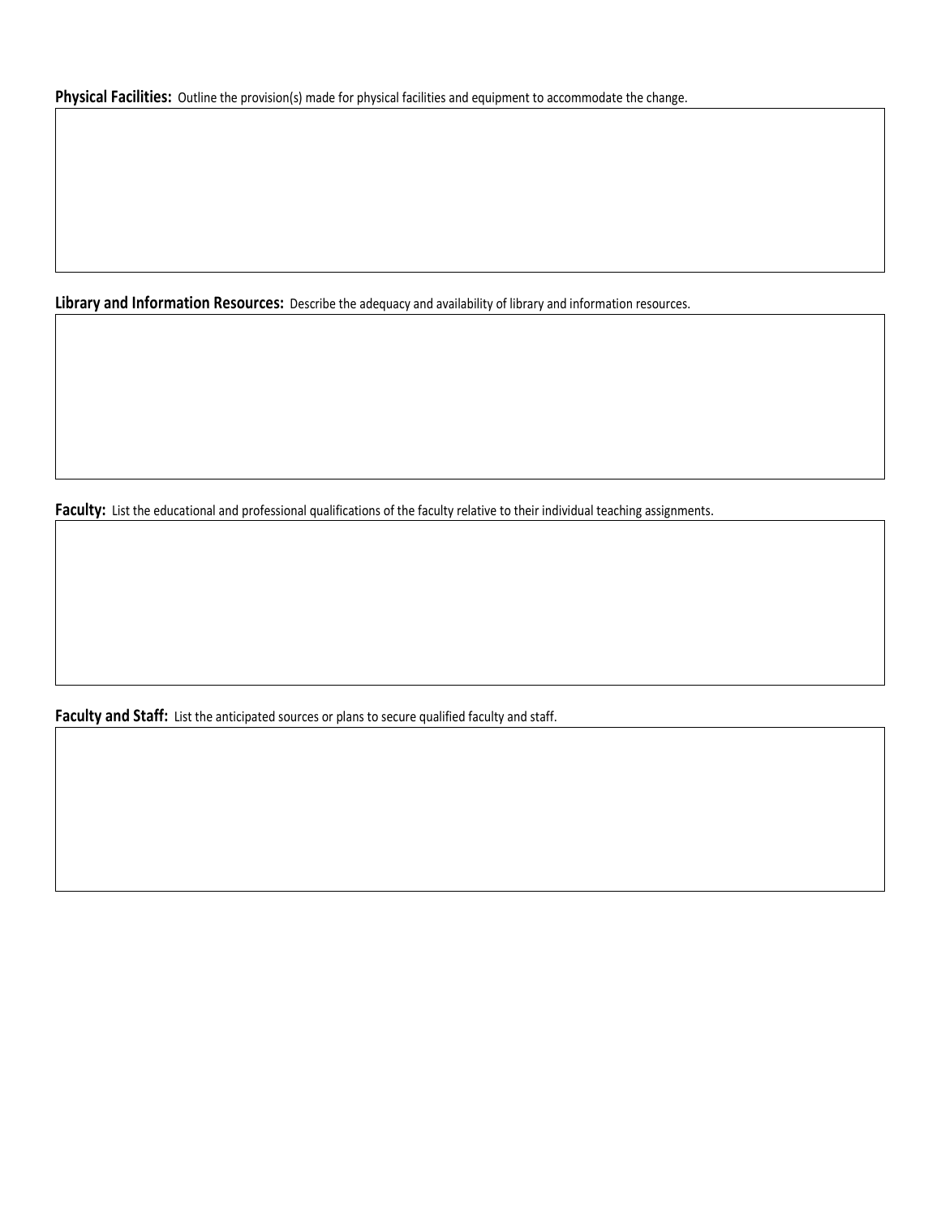**Physical Facilities:** Outline the provision(s) made for physical facilities and equipment to accommodate the change.

**Library and Information Resources:** Describe the adequacy and availability of library and information resources.

**Faculty:** List the educational and professional qualifications of the faculty relative to their individual teaching assignments.

**Faculty and Staff:** List the anticipated sources or plans to secure qualified faculty and staff.